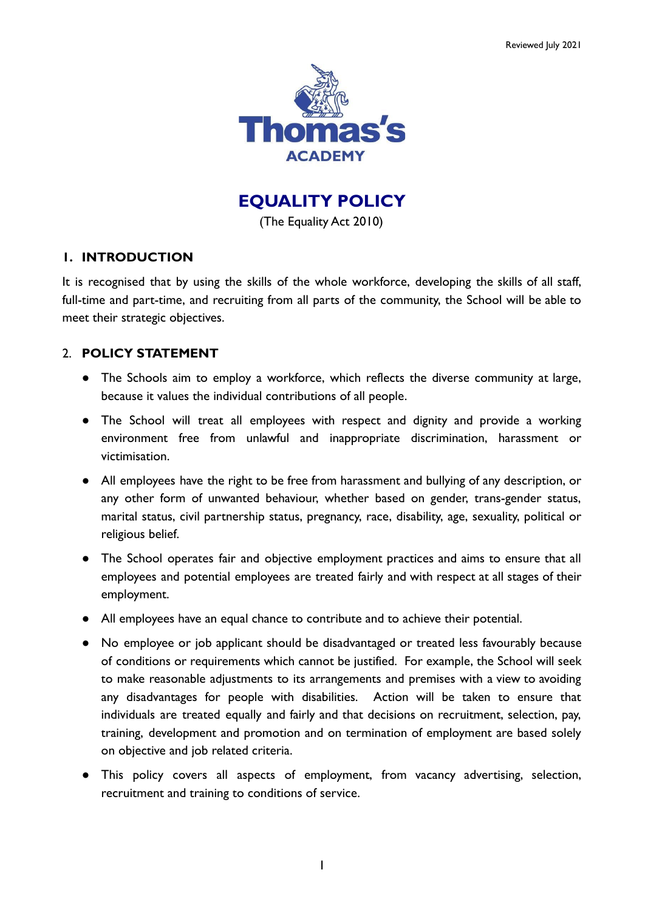Reviewed July 2021

Thomas's ACADEMY

# EQUALITY POLICY

(The Equality Act 2010)

## 1. INTRODUCTION

It is recognised that by using the skills of the whole workforce, developing the skills of all staff, full-time and part-time, and recruiting from all parts of the community, the School will be able to meet their strategic objectives.

## 2. POLICY STATEMENT

- The Schools aim to employ a workforce, which reflects the diverse community at large, because it values the individual contributions of all people.
- The School will treat all employees with respect and dignity and provide a working environment free from unlawful and inappropriate discrimination, harassment or victimisation.
- All employees have the right to be free from harassment and bullying of any description, or any other form of unwanted behaviour, whether based on gender, trans-gender status, marital status, civil partnership status, pregnancy, race, disability, age, sexuality, political or religious belief.
- The School operates fair and objective employment practices and aims to ensure that all employees and potential employees are treated fairly and with respect at all stages of their employment.
- All employees have an equal chance to contribute and to achieve their potential.
- No employee or job applicant should be disadvantaged or treated less favourably because of conditions or requirements which cannot be justified. For example, the School will seek to make reasonable adjustments to its arrangements and premises with a view to avoiding any disadvantages for people with disabilities. Action will be taken to ensure that individuals are treated equally and fairly and that decisions on recruitment, selection, pay, training, development and promotion and on termination of employment are based solely on objective and job related criteria.
- This policy covers all aspects of employment, from vacancy advertising, selection, recruitment and training to conditions of service.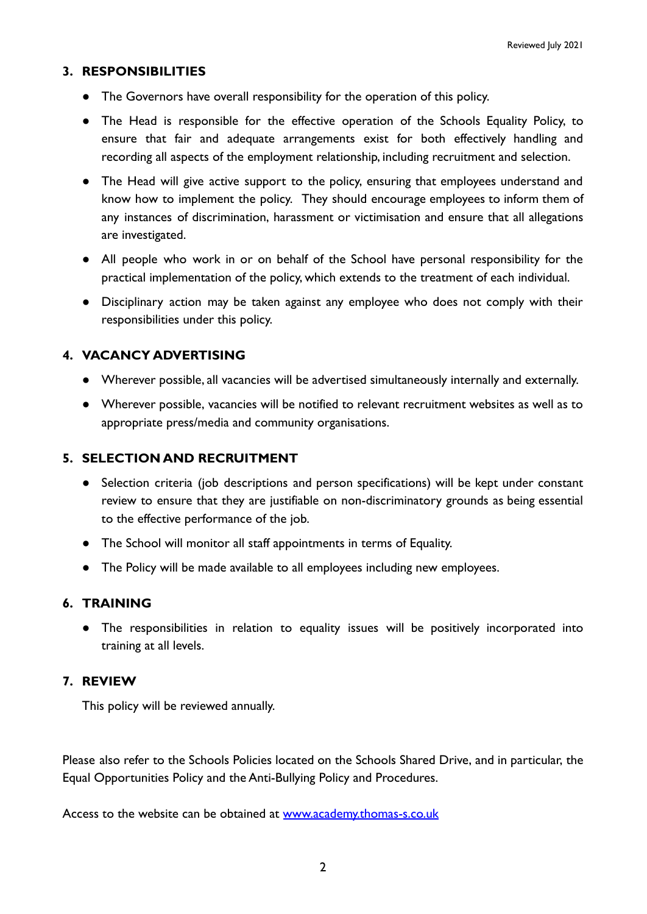## 3. RESPONSIBILITIES

- The Governors have overall responsibility for the operation of this policy.
- The Head is responsible for the effective operation of the Schools Equality Policy, to ensure that fair and adequate arrangements exist for both effectively handling and recording all aspects of the employment relationship, including recruitment and selection.
- The Head will give active support to the policy, ensuring that employees understand and know how to implement the policy. They should encourage employees to inform them of any instances of discrimination, harassment or victimisation and ensure that all allegations are investigated.
- All people who work in or on behalf of the School have personal responsibility for the practical implementation of the policy, which extends to the treatment of each individual.
- Disciplinary action may be taken against any employee who does not comply with their responsibilities under this policy.

## 4. VACANCY ADVERTISING

- Wherever possible, all vacancies will be advertised simultaneously internally and externally.
- Wherever possible, vacancies will be notified to relevant recruitment websites as well as to appropriate press/media and community organisations.

## 5. SELECTION AND RECRUITMENT

- Selection criteria (job descriptions and person specifications) will be kept under constant review to ensure that they are justifiable on non-discriminatory grounds as being essential to the effective performance of the job.
- The School will monitor all staff appointments in terms of Equality.
- The Policy will be made available to all employees including new employees.

## 6. TRAINING

- The responsibilities in relation to equality issues will be positively incorporated into training at all levels.

## 7. REVIEW

This policy will be reviewed annually.

Please also refer to the Schools Policies located on the Schools Shared Drive, and in particular, the Equal Opportunities Policy and the Anti-Bullying Policy and Procedures.

Access to the website can be obtained at [www.academy.thomas-s.co.uk](www.academy.thomas-s.co.uk)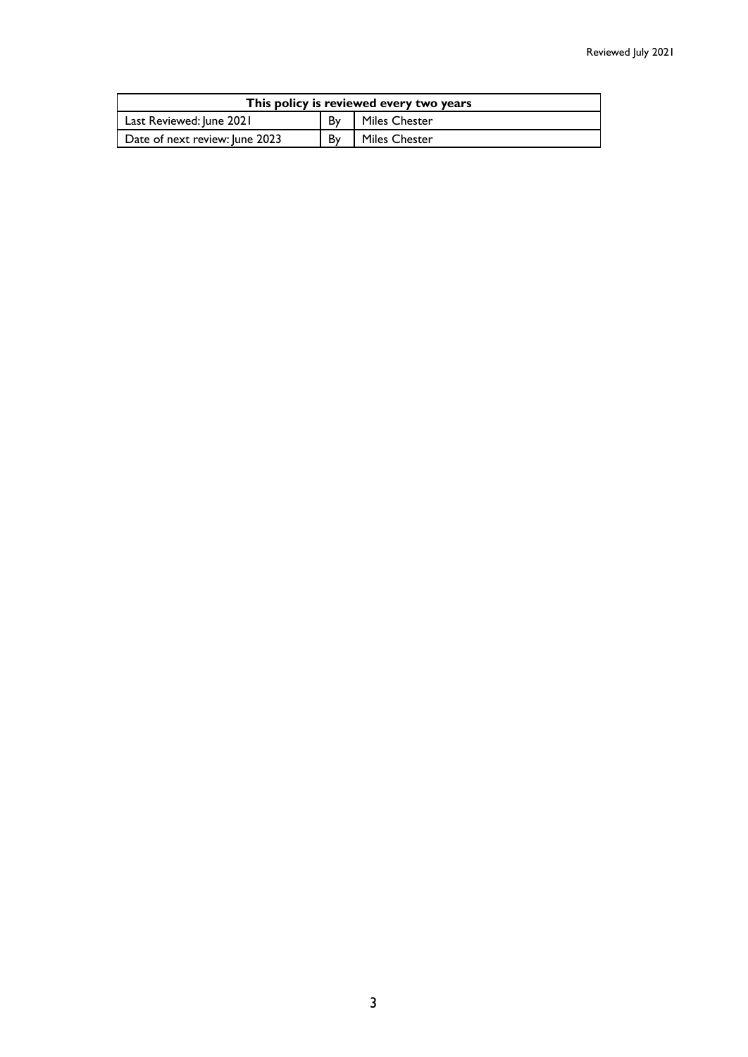| This policy is reviewed every two years | | |
| --- | --- | --- |
| Last Reviewed: June 2021 | By | Miles Chester |
| Date of next review: June 2023 | By | Miles Chester |